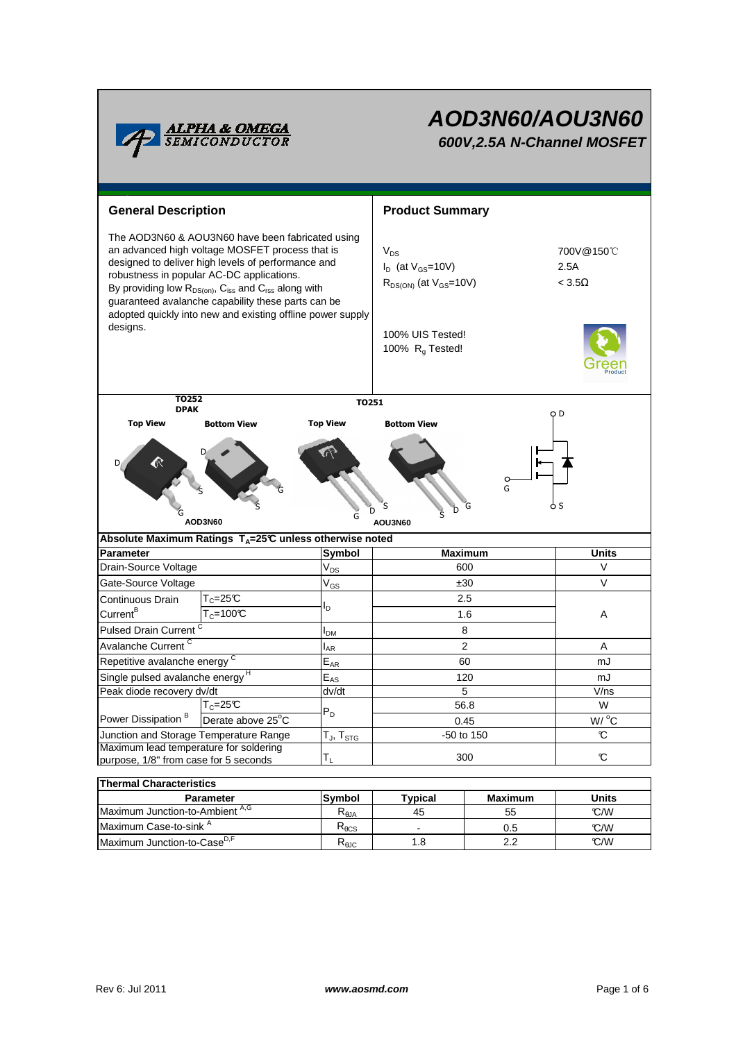# AOD3N60/AOU3N60

### 600V,2.5A N-Channel MOSFET

## General Description

The AOD3N60 & AOU3N60 have been fabricated using an advanced high voltage MOSFET process that is designed to deliver high levels of performance and robustness in popular AC-DC applications.
By providing low $R_{DS(on)}$, $C_{iss}$ and $C_{rss}$ along with guaranteed avalanche capability these parts can be adopted quickly into new and existing offline power supply designs.

## Product Summary

| | |
|---|---|
| $V_{DS}$ | 700V@150℃ |
| $I_D$ (at $V_{GS}$=10V) | 2.5A |
| $R_{DS(ON)}$ (at $V_{GS}$=10V) | < 3.5Ω |

100% UIS Tested!
100% $R_g$ Tested!

TO252 DPAK — Top View, Bottom View — AOD3N60

TO251 — Top View, Bottom View — AOU3N60

**Absolute Maximum Ratings $T_A$=25℃ unless otherwise noted**

| Parameter | | Symbol | Maximum | Units |
|---|---|---|---|---|
| Drain-Source Voltage | | $V_{DS}$ | 600 | V |
| Gate-Source Voltage | | $V_{GS}$ | ±30 | V |
| Continuous Drain Current[B] | $T_C$=25℃ | $I_D$ | 2.5 | A |
| | $T_C$=100℃ | | 1.6 | |
| Pulsed Drain Current [C] | | $I_{DM}$ | 8 | |
| Avalanche Current [C] | | $I_{AR}$ | 2 | A |
| Repetitive avalanche energy [C] | | $E_{AR}$ | 60 | mJ |
| Single pulsed avalanche energy [H] | | $E_{AS}$ | 120 | mJ |
| Peak diode recovery dv/dt | | dv/dt | 5 | V/ns |
| Power Dissipation [B] | $T_C$=25℃ | $P_D$ | 56.8 | W |
| | Derate above 25°C | | 0.45 | W/°C |
| Junction and Storage Temperature Range | | $T_J$, $T_{STG}$ | -50 to 150 | ℃ |
| Maximum lead temperature for soldering purpose, 1/8" from case for 5 seconds | | $T_L$ | 300 | ℃ |

**Thermal Characteristics**

| Parameter | Symbol | Typical | Maximum | Units |
|---|---|---|---|---|
| Maximum Junction-to-Ambient [A,G] | $R_{\theta JA}$ | 45 | 55 | ℃/W |
| Maximum Case-to-sink [A] | $R_{\theta CS}$ | - | 0.5 | ℃/W |
| Maximum Junction-to-Case[D,F] | $R_{\theta JC}$ | 1.8 | 2.2 | ℃/W |

Rev 6: Jul 2011 www.aosmd.com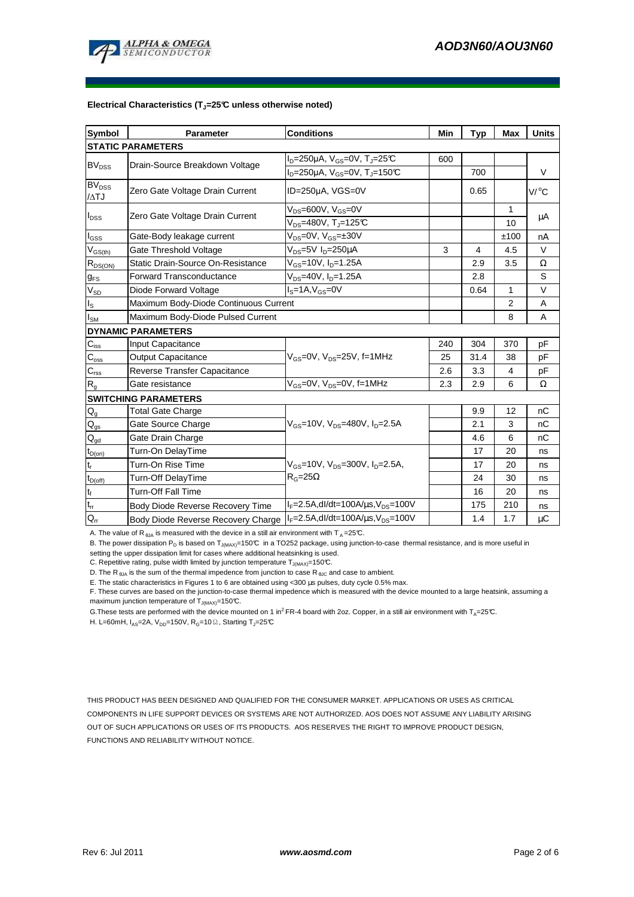**Electrical Characteristics ($T_J$=25°C unless otherwise noted)**

| Symbol | Parameter | Conditions | Min | Typ | Max | Units |
|---|---|---|---|---|---|---|
| **STATIC PARAMETERS** | | | | | | |
| $BV_{DSS}$ | Drain-Source Breakdown Voltage | $I_D$=250µA, $V_{GS}$=0V, $T_J$=25°C | 600 | | | V |
| | | $I_D$=250µA, $V_{GS}$=0V, $T_J$=150°C | | 700 | | |
| $BV_{DSS}/\Delta TJ$ | Zero Gate Voltage Drain Current | ID=250µA, VGS=0V | | 0.65 | | V/°C |
| $I_{DSS}$ | Zero Gate Voltage Drain Current | $V_{DS}$=600V, $V_{GS}$=0V | | | 1 | µA |
| | | $V_{DS}$=480V, $T_J$=125°C | | | 10 | |
| $I_{GSS}$ | Gate-Body leakage current | $V_{DS}$=0V, $V_{GS}$=±30V | | | ±100 | nA |
| $V_{GS(th)}$ | Gate Threshold Voltage | $V_{DS}$=5V $I_D$=250µA | 3 | 4 | 4.5 | V |
| $R_{DS(ON)}$ | Static Drain-Source On-Resistance | $V_{GS}$=10V, $I_D$=1.25A | | 2.9 | 3.5 | Ω |
| $g_{FS}$ | Forward Transconductance | $V_{DS}$=40V, $I_D$=1.25A | | 2.8 | | S |
| $V_{SD}$ | Diode Forward Voltage | $I_S$=1A,$V_{GS}$=0V | | 0.64 | 1 | V |
| $I_S$ | Maximum Body-Diode Continuous Current | | | | 2 | A |
| $I_{SM}$ | Maximum Body-Diode Pulsed Current | | | | 8 | A |
| **DYNAMIC PARAMETERS** | | | | | | |
| $C_{iss}$ | Input Capacitance | $V_{GS}$=0V, $V_{DS}$=25V, f=1MHz | 240 | 304 | 370 | pF |
| $C_{oss}$ | Output Capacitance | | 25 | 31.4 | 38 | pF |
| $C_{rss}$ | Reverse Transfer Capacitance | | 2.6 | 3.3 | 4 | pF |
| $R_g$ | Gate resistance | $V_{GS}$=0V, $V_{DS}$=0V, f=1MHz | 2.3 | 2.9 | 6 | Ω |
| **SWITCHING PARAMETERS** | | | | | | |
| $Q_g$ | Total Gate Charge | $V_{GS}$=10V, $V_{DS}$=480V, $I_D$=2.5A | | 9.9 | 12 | nC |
| $Q_{gs}$ | Gate Source Charge | | | 2.1 | 3 | nC |
| $Q_{gd}$ | Gate Drain Charge | | | 4.6 | 6 | nC |
| $t_{D(on)}$ | Turn-On DelayTime | $V_{GS}$=10V, $V_{DS}$=300V, $I_D$=2.5A, $R_G$=25Ω | | 17 | 20 | ns |
| $t_r$ | Turn-On Rise Time | | | 17 | 20 | ns |
| $t_{D(off)}$ | Turn-Off DelayTime | | | 24 | 30 | ns |
| $t_f$ | Turn-Off Fall Time | | | 16 | 20 | ns |
| $t_{rr}$ | Body Diode Reverse Recovery Time | $I_F$=2.5A,dI/dt=100A/µs,$V_{DS}$=100V | | 175 | 210 | ns |
| $Q_{rr}$ | Body Diode Reverse Recovery Charge | $I_F$=2.5A,dI/dt=100A/µs,$V_{DS}$=100V | | 1.4 | 1.7 | µC |

A. The value of $R_{\theta JA}$ is measured with the device in a still air environment with $T_A$=25°C.

B. The power dissipation $P_D$ is based on $T_{J(MAX)}$=150°C in a TO252 package, using junction-to-case thermal resistance, and is more useful in setting the upper dissipation limit for cases where additional heatsinking is used.

C. Repetitive rating, pulse width limited by junction temperature $T_{J(MAX)}$=150°C.

D. The $R_{\theta JA}$ is the sum of the thermal impedence from junction to case $R_{\theta JC}$ and case to ambient.

E. The static characteristics in Figures 1 to 6 are obtained using <300 µs pulses, duty cycle 0.5% max.

F. These curves are based on the junction-to-case thermal impedence which is measured with the device mounted to a large heatsink, assuming a maximum junction temperature of $T_{J(MAX)}$=150°C.

G.These tests are performed with the device mounted on 1 in$^2$ FR-4 board with 2oz. Copper, in a still air environment with $T_A$=25°C.

H. L=60mH, $I_{AS}$=2A, $V_{DD}$=150V, $R_G$=10Ω, Starting $T_J$=25°C

THIS PRODUCT HAS BEEN DESIGNED AND QUALIFIED FOR THE CONSUMER MARKET. APPLICATIONS OR USES AS CRITICAL COMPONENTS IN LIFE SUPPORT DEVICES OR SYSTEMS ARE NOT AUTHORIZED. AOS DOES NOT ASSUME ANY LIABILITY ARISING OUT OF SUCH APPLICATIONS OR USES OF ITS PRODUCTS. AOS RESERVES THE RIGHT TO IMPROVE PRODUCT DESIGN, FUNCTIONS AND RELIABILITY WITHOUT NOTICE.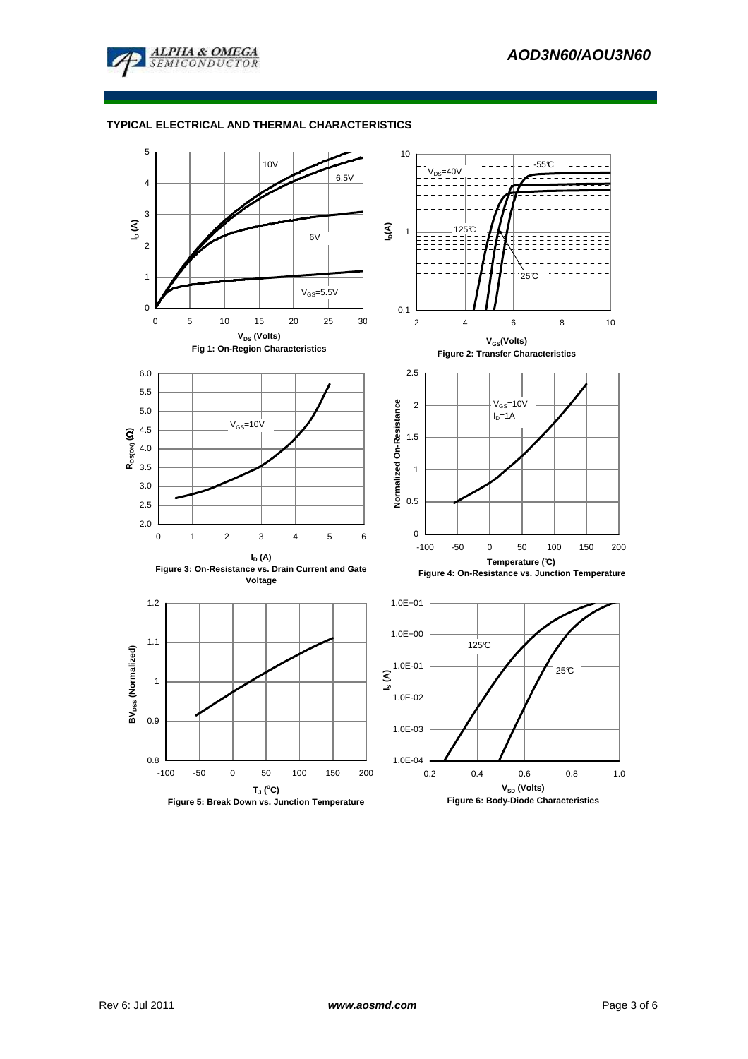## TYPICAL ELECTRICAL AND THERMAL CHARACTERISTICS

Fig 1: On-Region Characteristics

Figure 2: Transfer Characteristics

Figure 3: On-Resistance vs. Drain Current and Gate Voltage

Figure 4: On-Resistance vs. Junction Temperature

Figure 5: Break Down vs. Junction Temperature

Figure 6: Body-Diode Characteristics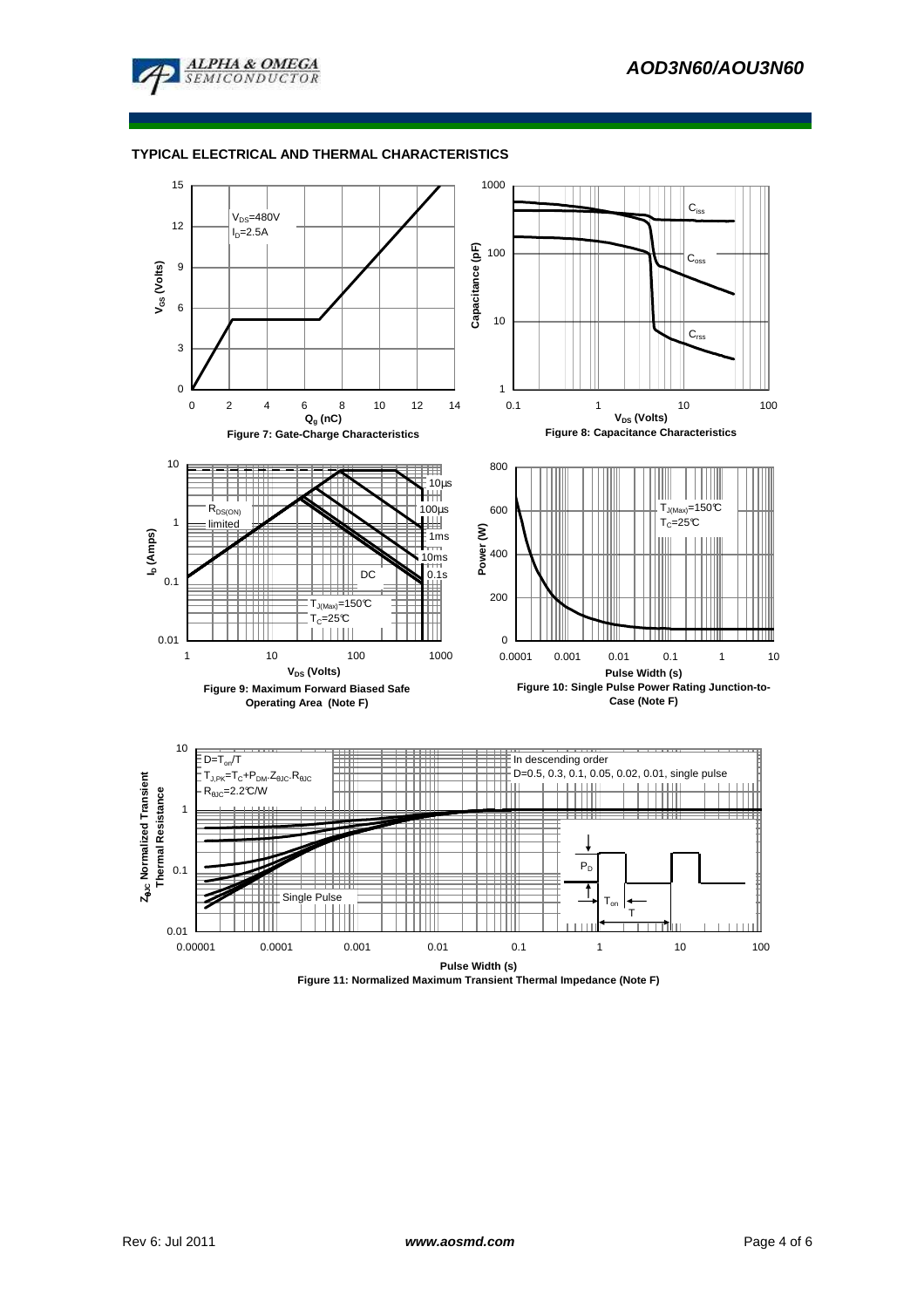## TYPICAL ELECTRICAL AND THERMAL CHARACTERISTICS

$V_{DS}$=480V
$I_D$=2.5A

Figure 7: Gate-Charge Characteristics

$C_{iss}$
$C_{oss}$
$C_{rss}$

Figure 8: Capacitance Characteristics

$R_{DS(ON)}$ limited
10µs
100µs
1ms
10ms
0.1s
DC
$T_{J(Max)}$=150°C
$T_C$=25°C

Figure 9: Maximum Forward Biased Safe Operating Area (Note F)

$T_{J(Max)}$=150°C
$T_C$=25°C

Figure 10: Single Pulse Power Rating Junction-to-Case (Note F)

D=$T_{on}$/T
$T_{J,PK}=T_C+P_{DM}.Z_{\theta JC}.R_{\theta JC}$
$R_{\theta JC}$=2.2°C/W

In descending order
D=0.5, 0.3, 0.1, 0.05, 0.02, 0.01, single pulse

Single Pulse

Figure 11: Normalized Maximum Transient Thermal Impedance (Note F)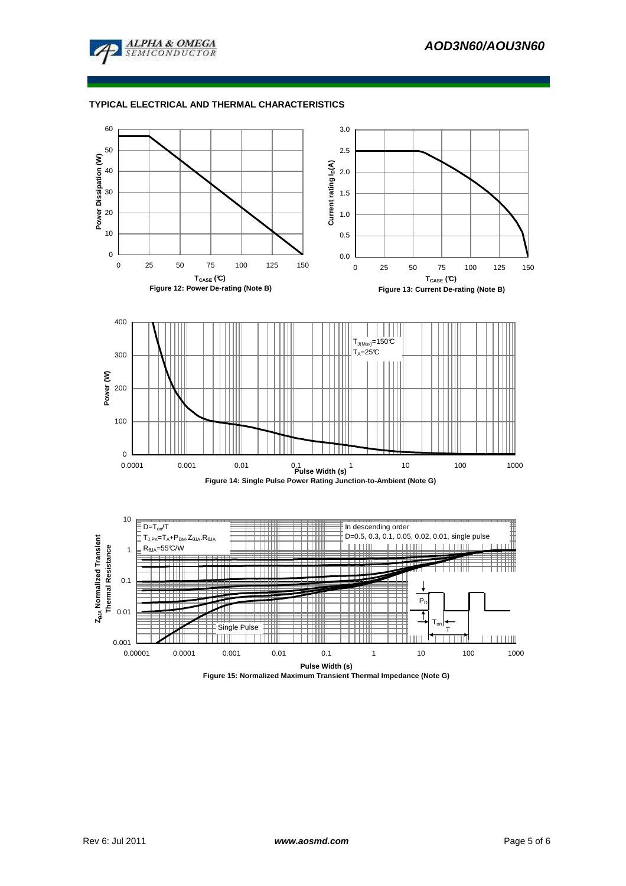## TYPICAL ELECTRICAL AND THERMAL CHARACTERISTICS

Figure 12: Power De-rating (Note B)

Figure 13: Current De-rating (Note B)

Figure 14: Single Pulse Power Rating Junction-to-Ambient (Note G)

Figure 15: Normalized Maximum Transient Thermal Impedance (Note G)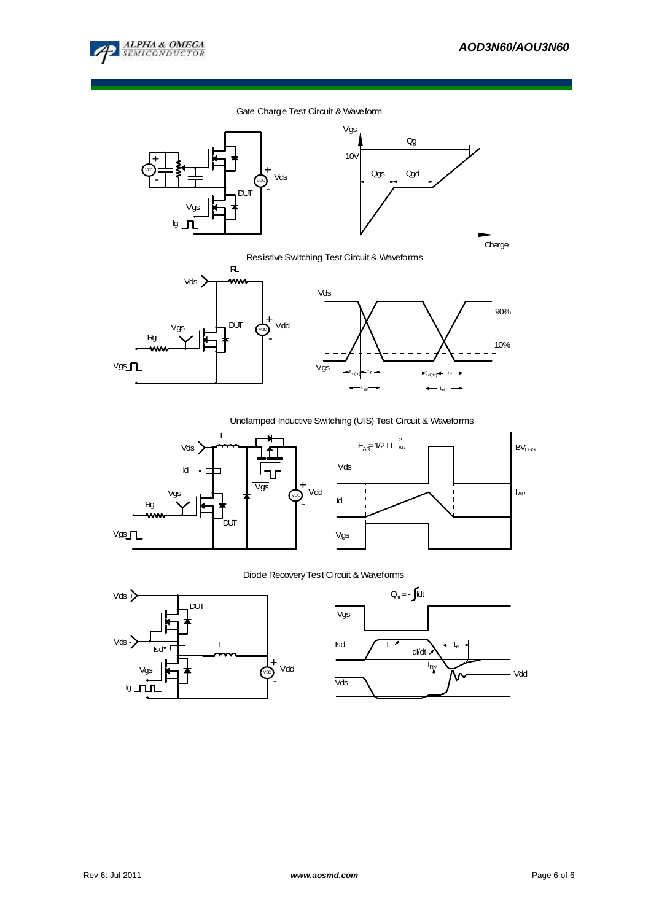Gate Charge Test Circuit & Waveform

Vgs

Qg

10V

Qgs

Qgd

VDC

+

-

Vds

DUT

Vgs

Ig

Charge

Resistive Switching Test Circuit & Waveforms

RL

Vds

Vgs

Rg

Vgs

DUT

VDC

+

-

Vdd

Vds

90%

10%

Vgs

$t_{d(on)}$ $t_r$

$t_{on}$

$t_{d(off)}$ $t_f$

$t_{off}$

Unclamped Inductive Switching (UIS) Test Circuit & Waveforms

L

Vds

Id

Vgs

Rg

Vgs

DUT

Vgs

VDC

+

-

Vdd

$E_{AR} = 1/2\ LI^2_{AR}$

$BV_{DSS}$

Vds

Id

$I_{AR}$

Vgs

Diode Recovery Test Circuit & Waveforms

Vds +

DUT

Vds -

Isd

L

Vgs

Ig

VDC

+

-

Vdd

$Q_{rr} = -\int Idt$

Vgs

Isd

$I_F$

dI/dt

$t_{rr}$

$I_{RM}$

Vds

Vdd